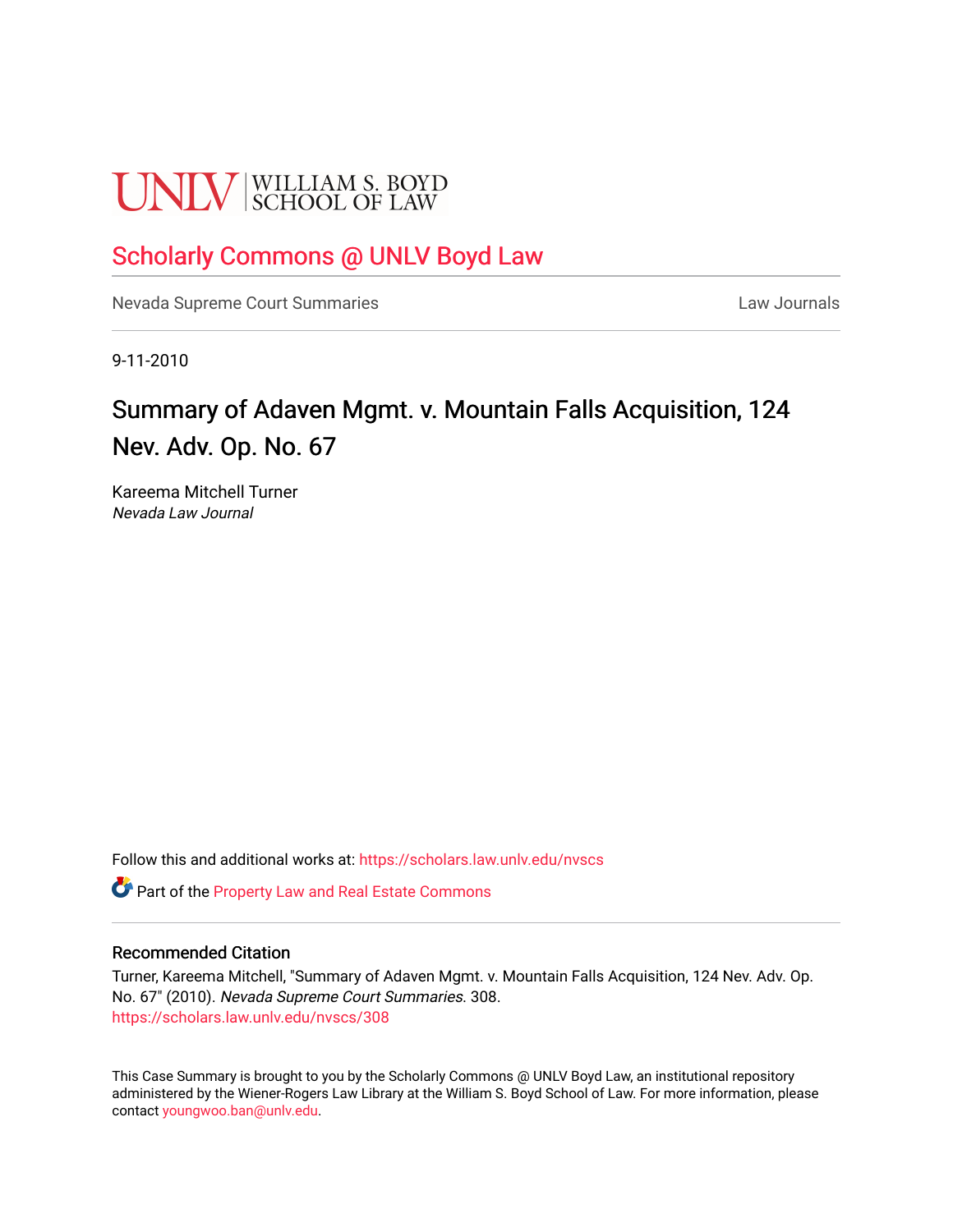UNLV | WILLIAM S. BOYD SCHOOL OF LAW

# Scholarly Commons @ UNLV Boyd Law

Nevada Supreme Court Summaries | Law Journals

9-11-2010

# Summary of Adaven Mgmt. v. Mountain Falls Acquisition, 124 Nev. Adv. Op. No. 67

Kareema Mitchell Turner
*Nevada Law Journal*

Follow this and additional works at: https://scholars.law.unlv.edu/nvscs

Part of the Property Law and Real Estate Commons

## Recommended Citation

Turner, Kareema Mitchell, "Summary of Adaven Mgmt. v. Mountain Falls Acquisition, 124 Nev. Adv. Op. No. 67" (2010). *Nevada Supreme Court Summaries*. 308.
https://scholars.law.unlv.edu/nvscs/308

This Case Summary is brought to you by the Scholarly Commons @ UNLV Boyd Law, an institutional repository administered by the Wiener-Rogers Law Library at the William S. Boyd School of Law. For more information, please contact youngwoo.ban@unlv.edu.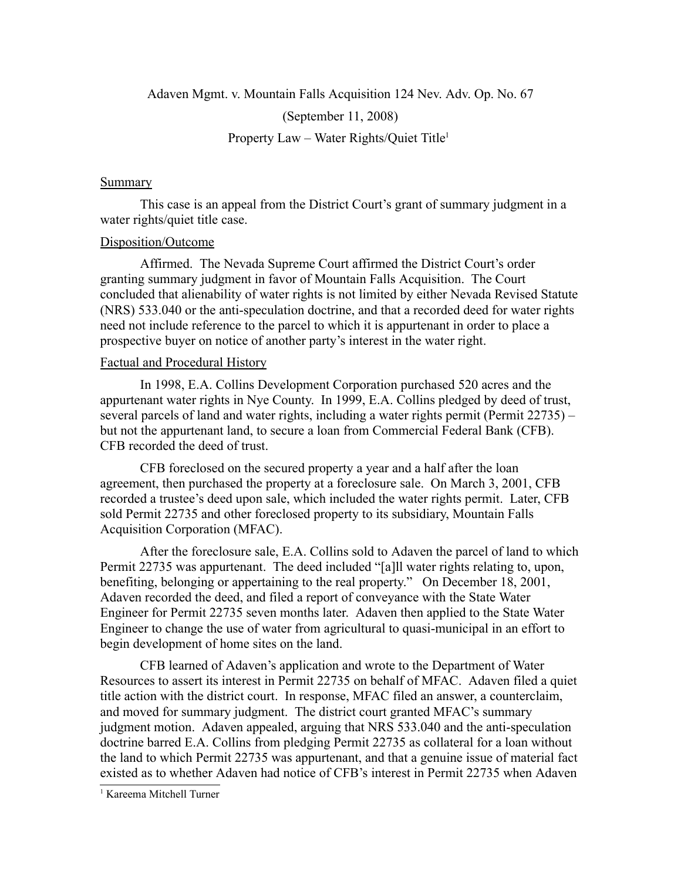Adaven Mgmt. v. Mountain Falls Acquisition 124 Nev. Adv. Op. No. 67

(September 11, 2008)

Property Law – Water Rights/Quiet Title[1]

## Summary

This case is an appeal from the District Court's grant of summary judgment in a water rights/quiet title case.

## Disposition/Outcome

Affirmed. The Nevada Supreme Court affirmed the District Court's order granting summary judgment in favor of Mountain Falls Acquisition. The Court concluded that alienability of water rights is not limited by either Nevada Revised Statute (NRS) 533.040 or the anti-speculation doctrine, and that a recorded deed for water rights need not include reference to the parcel to which it is appurtenant in order to place a prospective buyer on notice of another party's interest in the water right.

## Factual and Procedural History

In 1998, E.A. Collins Development Corporation purchased 520 acres and the appurtenant water rights in Nye County. In 1999, E.A. Collins pledged by deed of trust, several parcels of land and water rights, including a water rights permit (Permit 22735) – but not the appurtenant land, to secure a loan from Commercial Federal Bank (CFB). CFB recorded the deed of trust.

CFB foreclosed on the secured property a year and a half after the loan agreement, then purchased the property at a foreclosure sale. On March 3, 2001, CFB recorded a trustee's deed upon sale, which included the water rights permit. Later, CFB sold Permit 22735 and other foreclosed property to its subsidiary, Mountain Falls Acquisition Corporation (MFAC).

After the foreclosure sale, E.A. Collins sold to Adaven the parcel of land to which Permit 22735 was appurtenant. The deed included "[a]ll water rights relating to, upon, benefiting, belonging or appertaining to the real property." On December 18, 2001, Adaven recorded the deed, and filed a report of conveyance with the State Water Engineer for Permit 22735 seven months later. Adaven then applied to the State Water Engineer to change the use of water from agricultural to quasi-municipal in an effort to begin development of home sites on the land.

CFB learned of Adaven's application and wrote to the Department of Water Resources to assert its interest in Permit 22735 on behalf of MFAC. Adaven filed a quiet title action with the district court. In response, MFAC filed an answer, a counterclaim, and moved for summary judgment. The district court granted MFAC's summary judgment motion. Adaven appealed, arguing that NRS 533.040 and the anti-speculation doctrine barred E.A. Collins from pledging Permit 22735 as collateral for a loan without the land to which Permit 22735 was appurtenant, and that a genuine issue of material fact existed as to whether Adaven had notice of CFB's interest in Permit 22735 when Adaven

---

[1] Kareema Mitchell Turner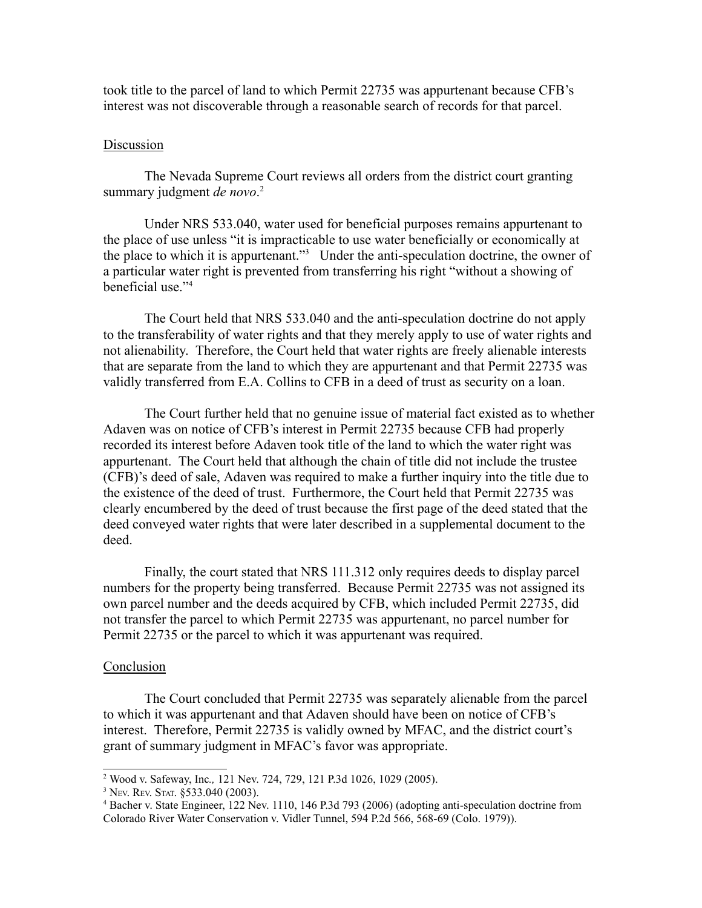took title to the parcel of land to which Permit 22735 was appurtenant because CFB's interest was not discoverable through a reasonable search of records for that parcel.

## Discussion

The Nevada Supreme Court reviews all orders from the district court granting summary judgment *de novo*.[2]

Under NRS 533.040, water used for beneficial purposes remains appurtenant to the place of use unless "it is impracticable to use water beneficially or economically at the place to which it is appurtenant."[3] Under the anti-speculation doctrine, the owner of a particular water right is prevented from transferring his right "without a showing of beneficial use."[4]

The Court held that NRS 533.040 and the anti-speculation doctrine do not apply to the transferability of water rights and that they merely apply to use of water rights and not alienability. Therefore, the Court held that water rights are freely alienable interests that are separate from the land to which they are appurtenant and that Permit 22735 was validly transferred from E.A. Collins to CFB in a deed of trust as security on a loan.

The Court further held that no genuine issue of material fact existed as to whether Adaven was on notice of CFB's interest in Permit 22735 because CFB had properly recorded its interest before Adaven took title of the land to which the water right was appurtenant. The Court held that although the chain of title did not include the trustee (CFB)'s deed of sale, Adaven was required to make a further inquiry into the title due to the existence of the deed of trust. Furthermore, the Court held that Permit 22735 was clearly encumbered by the deed of trust because the first page of the deed stated that the deed conveyed water rights that were later described in a supplemental document to the deed.

Finally, the court stated that NRS 111.312 only requires deeds to display parcel numbers for the property being transferred. Because Permit 22735 was not assigned its own parcel number and the deeds acquired by CFB, which included Permit 22735, did not transfer the parcel to which Permit 22735 was appurtenant, no parcel number for Permit 22735 or the parcel to which it was appurtenant was required.

## Conclusion

The Court concluded that Permit 22735 was separately alienable from the parcel to which it was appurtenant and that Adaven should have been on notice of CFB's interest. Therefore, Permit 22735 is validly owned by MFAC, and the district court's grant of summary judgment in MFAC's favor was appropriate.

---

[2] Wood v. Safeway, Inc., 121 Nev. 724, 729, 121 P.3d 1026, 1029 (2005).

[3] Nev. Rev. Stat. §533.040 (2003).

[4] Bacher v. State Engineer, 122 Nev. 1110, 146 P.3d 793 (2006) (adopting anti-speculation doctrine from Colorado River Water Conservation v. Vidler Tunnel, 594 P.2d 566, 568-69 (Colo. 1979)).